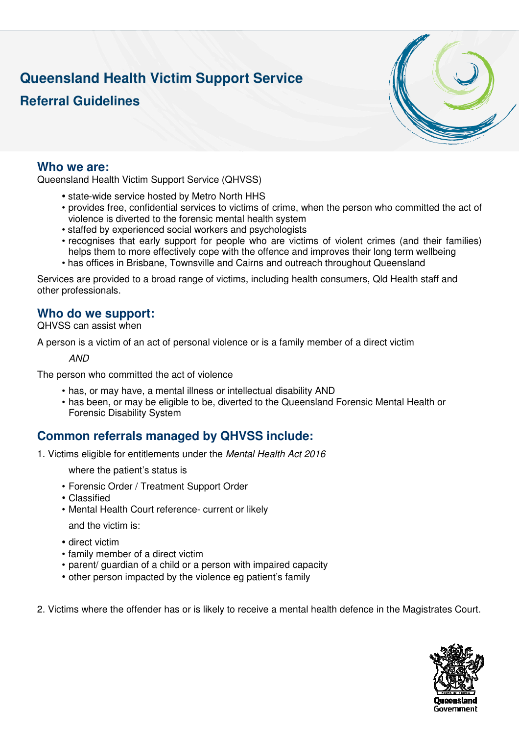# Queensland Health Victim Support Service

## Referral Guidelines

### Who we are:

Queensland Health Victim Support Service (QHVSS)

- state-wide service hosted by Metro North HHS
- provides free, confidential services to victims of crime, when the person who committed the act of violence is diverted to the forensic mental health system
- staffed by experienced social workers and psychologists
- recognises that early support for people who are victims of violent crimes (and their families) helps them to more effectively cope with the offence and improves their long term wellbeing
- has offices in Brisbane, Townsville and Cairns and outreach throughout Queensland

Services are provided to a broad range of victims, including health consumers, Qld Health staff and other professionals.

### Who do we support:

QHVSS can assist when

A person is a victim of an act of personal violence or is a family member of a direct victim

*AND*

The person who committed the act of violence

- has, or may have, a mental illness or intellectual disability AND
- has been, or may be eligible to be, diverted to the Queensland Forensic Mental Health or Forensic Disability System

### Common referrals managed by QHVSS include:

1. Victims eligible for entitlements under the *Mental Health Act 2016*

   where the patient's status is

   - Forensic Order / Treatment Support Order
   - Classified
   - Mental Health Court reference- current or likely

   and the victim is:

   - direct victim
   - family member of a direct victim
   - parent/ guardian of a child or a person with impaired capacity
   - other person impacted by the violence eg patient's family

2. Victims where the offender has or is likely to receive a mental health defence in the Magistrates Court.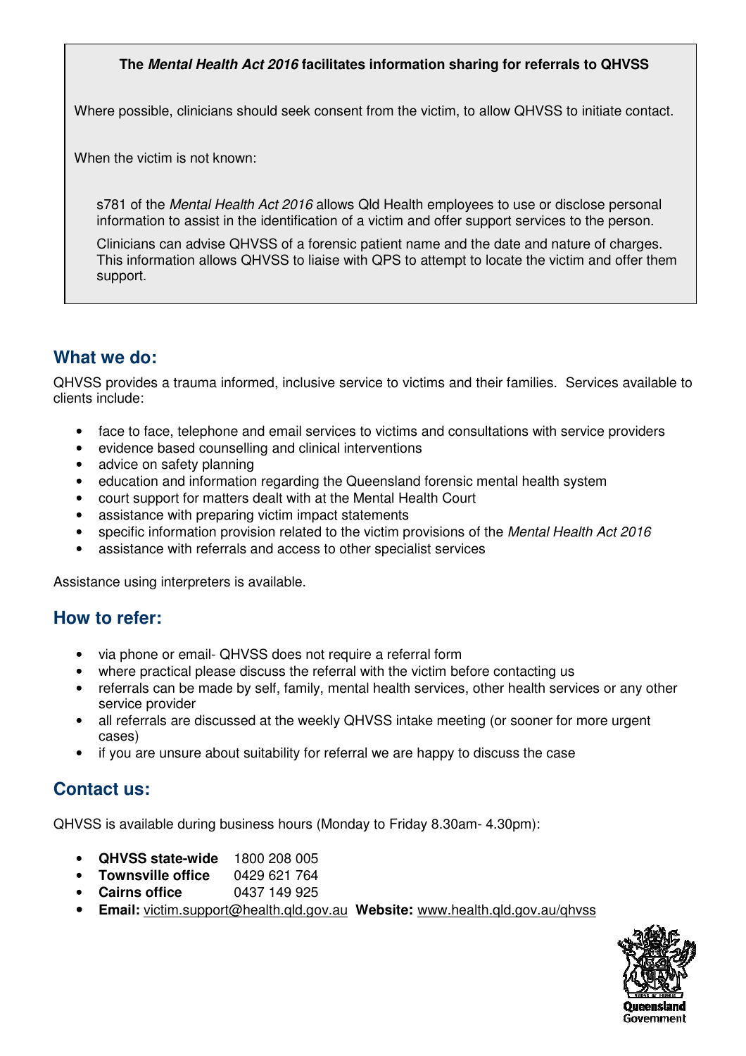**The *Mental Health Act 2016* facilitates information sharing for referrals to QHVSS**

Where possible, clinicians should seek consent from the victim, to allow QHVSS to initiate contact.

When the victim is not known:

> s781 of the *Mental Health Act 2016* allows Qld Health employees to use or disclose personal information to assist in the identification of a victim and offer support services to the person.
>
> Clinicians can advise QHVSS of a forensic patient name and the date and nature of charges. This information allows QHVSS to liaise with QPS to attempt to locate the victim and offer them support.

## What we do:

QHVSS provides a trauma informed, inclusive service to victims and their families. Services available to clients include:

- face to face, telephone and email services to victims and consultations with service providers
- evidence based counselling and clinical interventions
- advice on safety planning
- education and information regarding the Queensland forensic mental health system
- court support for matters dealt with at the Mental Health Court
- assistance with preparing victim impact statements
- specific information provision related to the victim provisions of the *Mental Health Act 2016*
- assistance with referrals and access to other specialist services

Assistance using interpreters is available.

## How to refer:

- via phone or email- QHVSS does not require a referral form
- where practical please discuss the referral with the victim before contacting us
- referrals can be made by self, family, mental health services, other health services or any other service provider
- all referrals are discussed at the weekly QHVSS intake meeting (or sooner for more urgent cases)
- if you are unsure about suitability for referral we are happy to discuss the case

## Contact us:

QHVSS is available during business hours (Monday to Friday 8.30am- 4.30pm):

- **QHVSS state-wide** 1800 208 005
- **Townsville office** 0429 621 764
- **Cairns office** 0437 149 925
- **Email:** victim.support@health.qld.gov.au **Website:** www.health.qld.gov.au/qhvss

Queensland Government